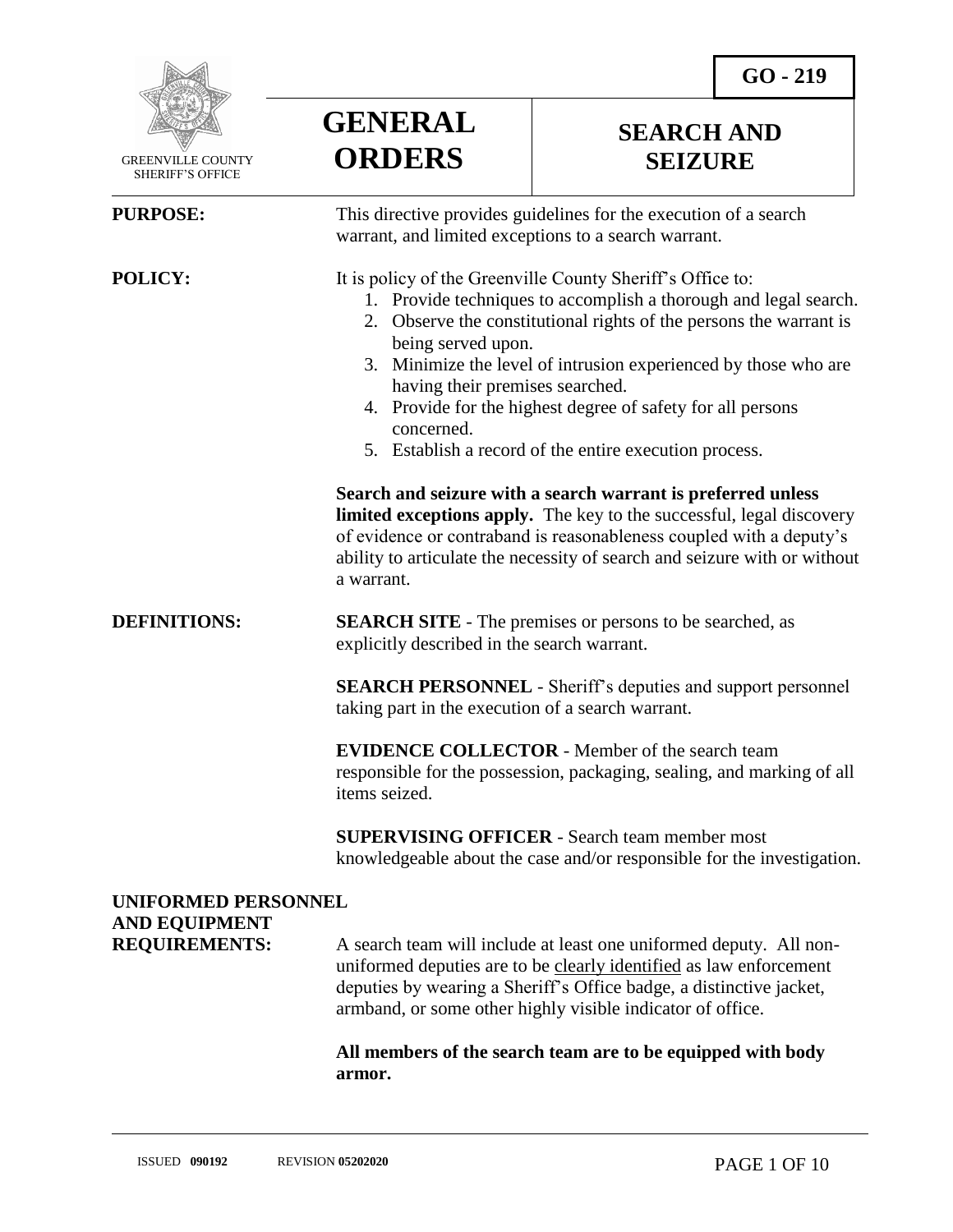GO - 219

GREENVILLE COUNTY SHERIFF'S OFFICE

# GENERAL ORDERS

# SEARCH AND SEIZURE

**PURPOSE:** This directive provides guidelines for the execution of a search warrant, and limited exceptions to a search warrant.

**POLICY:** It is policy of the Greenville County Sheriff's Office to:

1. Provide techniques to accomplish a thorough and legal search.
2. Observe the constitutional rights of the persons the warrant is being served upon.
3. Minimize the level of intrusion experienced by those who are having their premises searched.
4. Provide for the highest degree of safety for all persons concerned.
5. Establish a record of the entire execution process.

**Search and seizure with a search warrant is preferred unless limited exceptions apply.** The key to the successful, legal discovery of evidence or contraband is reasonableness coupled with a deputy's ability to articulate the necessity of search and seizure with or without a warrant.

**DEFINITIONS:**

**SEARCH SITE** - The premises or persons to be searched, as explicitly described in the search warrant.

**SEARCH PERSONNEL** - Sheriff's deputies and support personnel taking part in the execution of a search warrant.

**EVIDENCE COLLECTOR** - Member of the search team responsible for the possession, packaging, sealing, and marking of all items seized.

**SUPERVISING OFFICER** - Search team member most knowledgeable about the case and/or responsible for the investigation.

**UNIFORMED PERSONNEL AND EQUIPMENT REQUIREMENTS:** A search team will include at least one uniformed deputy. All non-uniformed deputies are to be clearly identified as law enforcement deputies by wearing a Sheriff's Office badge, a distinctive jacket, armband, or some other highly visible indicator of office.

**All members of the search team are to be equipped with body armor.**

ISSUED **090192** REVISION **05202020**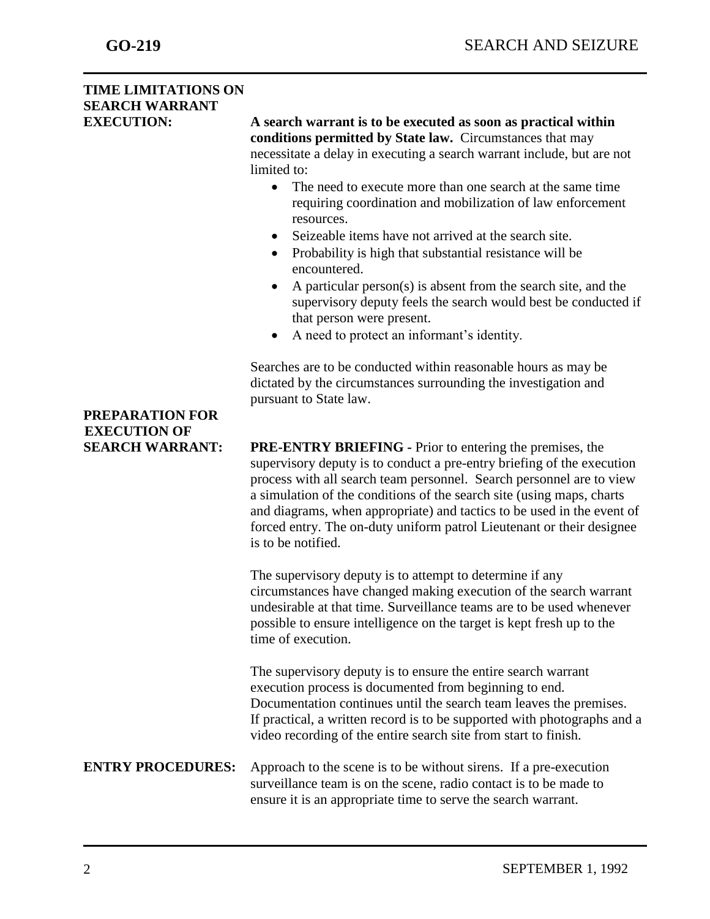## TIME LIMITATIONS ON SEARCH WARRANT EXECUTION:

**A search warrant is to be executed as soon as practical within conditions permitted by State law.** Circumstances that may necessitate a delay in executing a search warrant include, but are not limited to:

- The need to execute more than one search at the same time requiring coordination and mobilization of law enforcement resources.
- Seizeable items have not arrived at the search site.
- Probability is high that substantial resistance will be encountered.
- A particular person(s) is absent from the search site, and the supervisory deputy feels the search would best be conducted if that person were present.
- A need to protect an informant's identity.

Searches are to be conducted within reasonable hours as may be dictated by the circumstances surrounding the investigation and pursuant to State law.

## PREPARATION FOR EXECUTION OF SEARCH WARRANT:

**PRE-ENTRY BRIEFING -** Prior to entering the premises, the supervisory deputy is to conduct a pre-entry briefing of the execution process with all search team personnel. Search personnel are to view a simulation of the conditions of the search site (using maps, charts and diagrams, when appropriate) and tactics to be used in the event of forced entry. The on-duty uniform patrol Lieutenant or their designee is to be notified.

The supervisory deputy is to attempt to determine if any circumstances have changed making execution of the search warrant undesirable at that time. Surveillance teams are to be used whenever possible to ensure intelligence on the target is kept fresh up to the time of execution.

The supervisory deputy is to ensure the entire search warrant execution process is documented from beginning to end. Documentation continues until the search team leaves the premises. If practical, a written record is to be supported with photographs and a video recording of the entire search site from start to finish.

## ENTRY PROCEDURES:

Approach to the scene is to be without sirens. If a pre-execution surveillance team is on the scene, radio contact is to be made to ensure it is an appropriate time to serve the search warrant.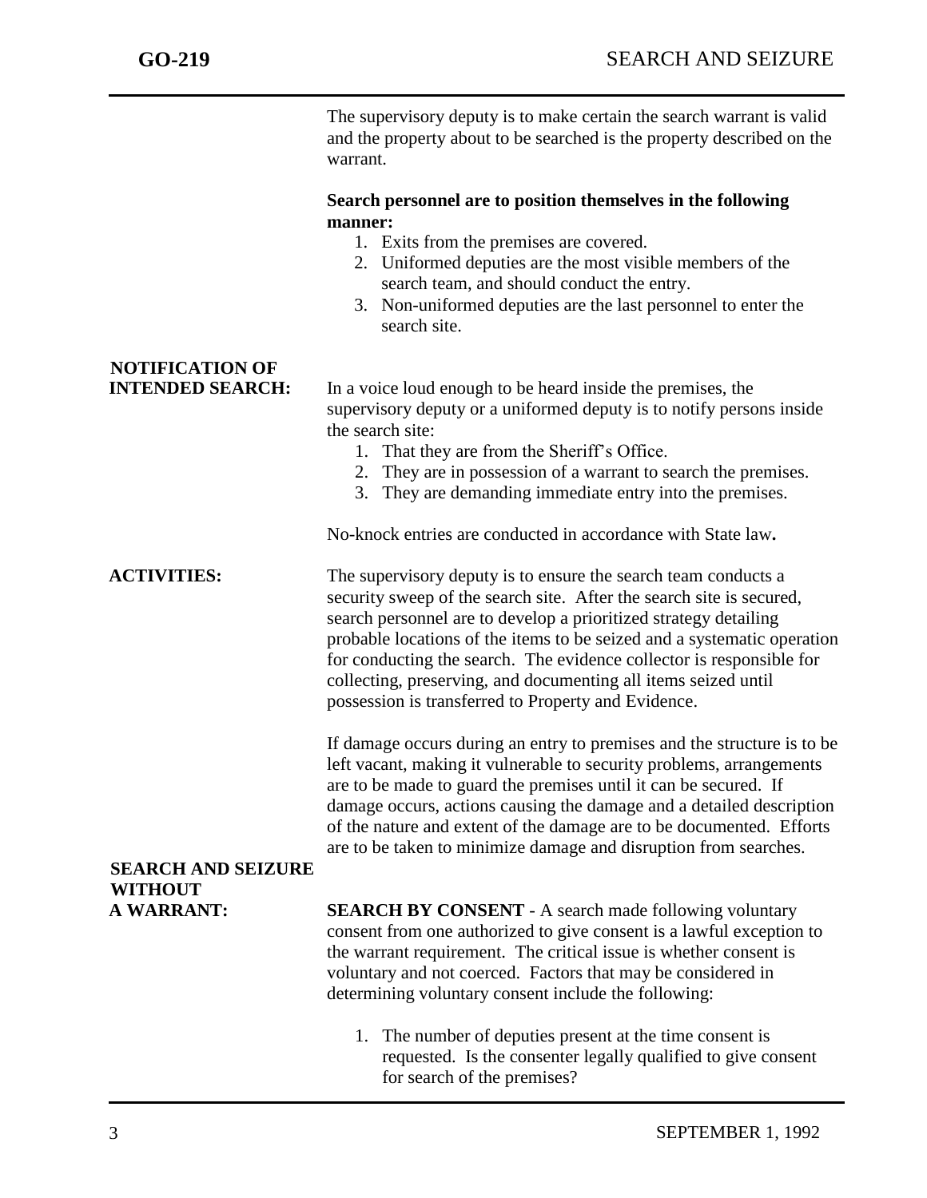The supervisory deputy is to make certain the search warrant is valid and the property about to be searched is the property described on the warrant.

**Search personnel are to position themselves in the following manner:**

1. Exits from the premises are covered.
2. Uniformed deputies are the most visible members of the search team, and should conduct the entry.
3. Non-uniformed deputies are the last personnel to enter the search site.

**NOTIFICATION OF INTENDED SEARCH:**

In a voice loud enough to be heard inside the premises, the supervisory deputy or a uniformed deputy is to notify persons inside the search site:

1. That they are from the Sheriff's Office.
2. They are in possession of a warrant to search the premises.
3. They are demanding immediate entry into the premises.

No-knock entries are conducted in accordance with State law**.**

**ACTIVITIES:**

The supervisory deputy is to ensure the search team conducts a security sweep of the search site. After the search site is secured, search personnel are to develop a prioritized strategy detailing probable locations of the items to be seized and a systematic operation for conducting the search. The evidence collector is responsible for collecting, preserving, and documenting all items seized until possession is transferred to Property and Evidence.

If damage occurs during an entry to premises and the structure is to be left vacant, making it vulnerable to security problems, arrangements are to be made to guard the premises until it can be secured. If damage occurs, actions causing the damage and a detailed description of the nature and extent of the damage are to be documented. Efforts are to be taken to minimize damage and disruption from searches.

**SEARCH AND SEIZURE WITHOUT A WARRANT:**

**SEARCH BY CONSENT** - A search made following voluntary consent from one authorized to give consent is a lawful exception to the warrant requirement. The critical issue is whether consent is voluntary and not coerced. Factors that may be considered in determining voluntary consent include the following:

1. The number of deputies present at the time consent is requested. Is the consenter legally qualified to give consent for search of the premises?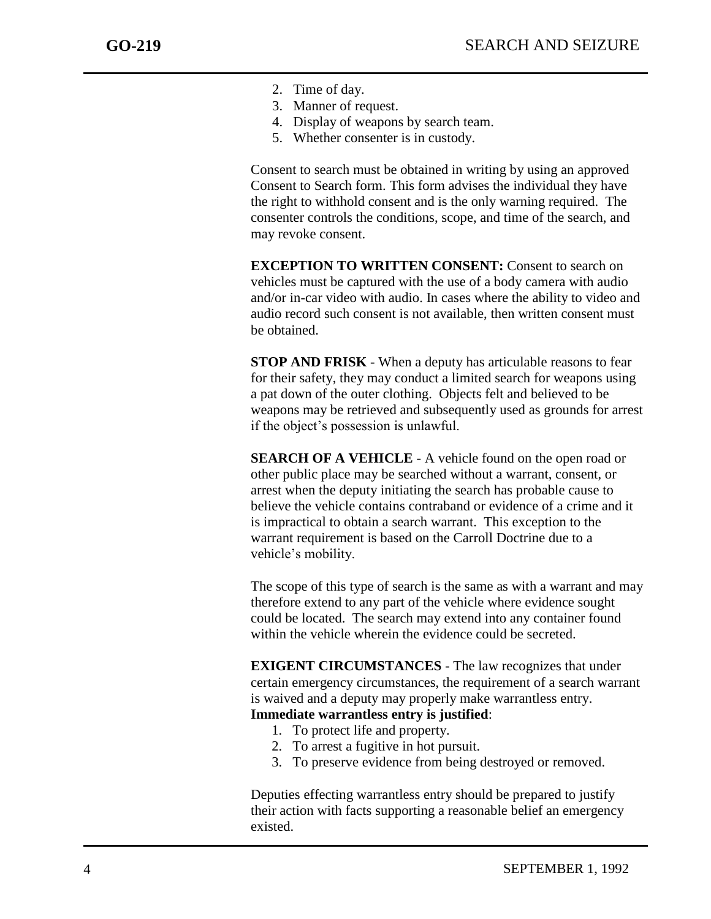2. Time of day.
3. Manner of request.
4. Display of weapons by search team.
5. Whether consenter is in custody.

Consent to search must be obtained in writing by using an approved Consent to Search form. This form advises the individual they have the right to withhold consent and is the only warning required. The consenter controls the conditions, scope, and time of the search, and may revoke consent.

**EXCEPTION TO WRITTEN CONSENT:** Consent to search on vehicles must be captured with the use of a body camera with audio and/or in-car video with audio. In cases where the ability to video and audio record such consent is not available, then written consent must be obtained.

**STOP AND FRISK** - When a deputy has articulable reasons to fear for their safety, they may conduct a limited search for weapons using a pat down of the outer clothing. Objects felt and believed to be weapons may be retrieved and subsequently used as grounds for arrest if the object's possession is unlawful.

**SEARCH OF A VEHICLE** - A vehicle found on the open road or other public place may be searched without a warrant, consent, or arrest when the deputy initiating the search has probable cause to believe the vehicle contains contraband or evidence of a crime and it is impractical to obtain a search warrant. This exception to the warrant requirement is based on the Carroll Doctrine due to a vehicle's mobility.

The scope of this type of search is the same as with a warrant and may therefore extend to any part of the vehicle where evidence sought could be located. The search may extend into any container found within the vehicle wherein the evidence could be secreted.

**EXIGENT CIRCUMSTANCES** - The law recognizes that under certain emergency circumstances, the requirement of a search warrant is waived and a deputy may properly make warrantless entry.
**Immediate warrantless entry is justified**:

1. To protect life and property.
2. To arrest a fugitive in hot pursuit.
3. To preserve evidence from being destroyed or removed.

Deputies effecting warrantless entry should be prepared to justify their action with facts supporting a reasonable belief an emergency existed.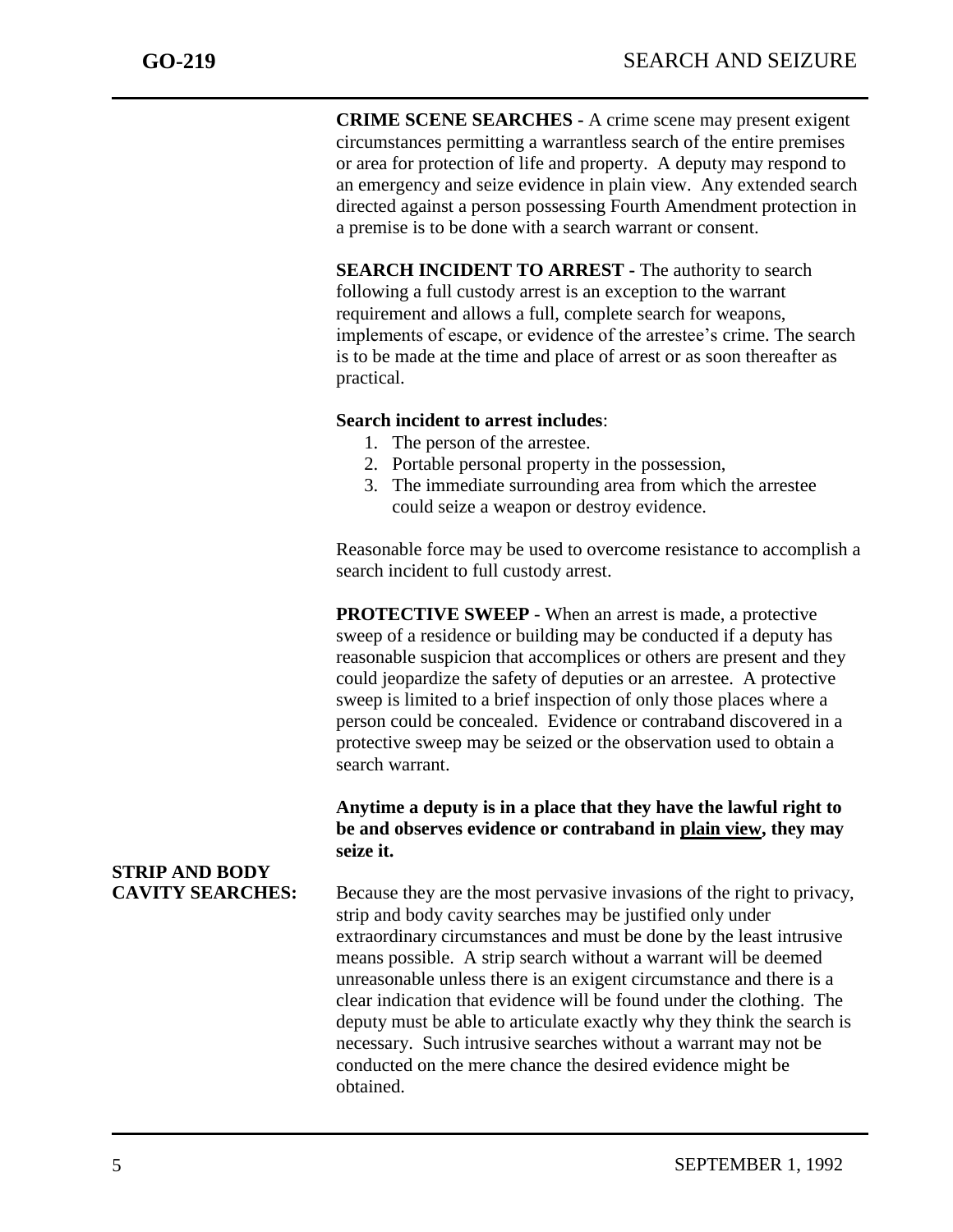**CRIME SCENE SEARCHES -** A crime scene may present exigent circumstances permitting a warrantless search of the entire premises or area for protection of life and property. A deputy may respond to an emergency and seize evidence in plain view. Any extended search directed against a person possessing Fourth Amendment protection in a premise is to be done with a search warrant or consent.

**SEARCH INCIDENT TO ARREST -** The authority to search following a full custody arrest is an exception to the warrant requirement and allows a full, complete search for weapons, implements of escape, or evidence of the arrestee's crime. The search is to be made at the time and place of arrest or as soon thereafter as practical.

**Search incident to arrest includes**:

1. The person of the arrestee.
2. Portable personal property in the possession,
3. The immediate surrounding area from which the arrestee could seize a weapon or destroy evidence.

Reasonable force may be used to overcome resistance to accomplish a search incident to full custody arrest.

**PROTECTIVE SWEEP** - When an arrest is made, a protective sweep of a residence or building may be conducted if a deputy has reasonable suspicion that accomplices or others are present and they could jeopardize the safety of deputies or an arrestee. A protective sweep is limited to a brief inspection of only those places where a person could be concealed. Evidence or contraband discovered in a protective sweep may be seized or the observation used to obtain a search warrant.

**Anytime a deputy is in a place that they have the lawful right to be and observes evidence or contraband in plain view, they may seize it.**

## STRIP AND BODY CAVITY SEARCHES:

Because they are the most pervasive invasions of the right to privacy, strip and body cavity searches may be justified only under extraordinary circumstances and must be done by the least intrusive means possible. A strip search without a warrant will be deemed unreasonable unless there is an exigent circumstance and there is a clear indication that evidence will be found under the clothing. The deputy must be able to articulate exactly why they think the search is necessary. Such intrusive searches without a warrant may not be conducted on the mere chance the desired evidence might be obtained.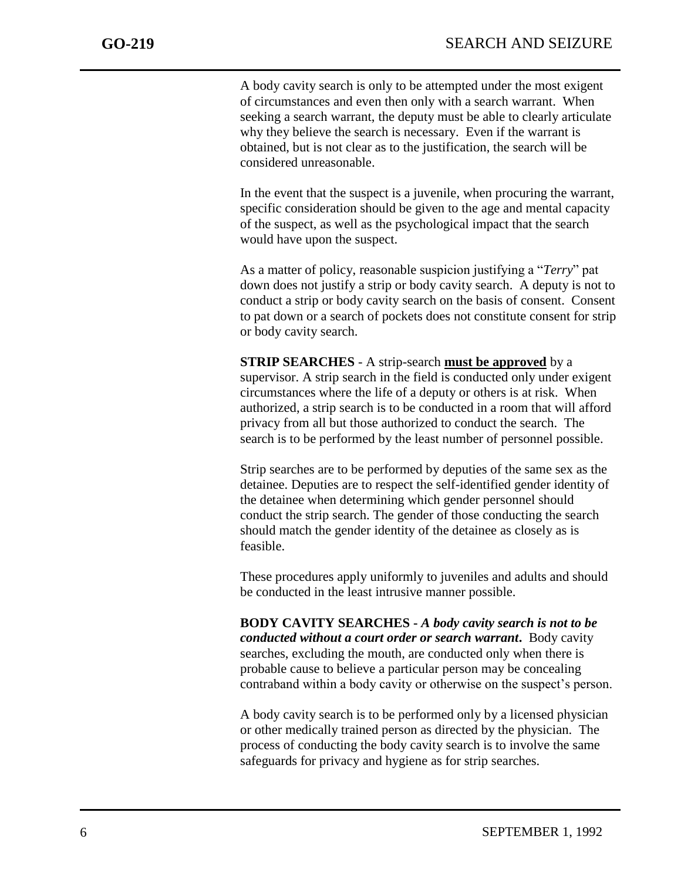A body cavity search is only to be attempted under the most exigent of circumstances and even then only with a search warrant. When seeking a search warrant, the deputy must be able to clearly articulate why they believe the search is necessary. Even if the warrant is obtained, but is not clear as to the justification, the search will be considered unreasonable.

In the event that the suspect is a juvenile, when procuring the warrant, specific consideration should be given to the age and mental capacity of the suspect, as well as the psychological impact that the search would have upon the suspect.

As a matter of policy, reasonable suspicion justifying a "*Terry*" pat down does not justify a strip or body cavity search. A deputy is not to conduct a strip or body cavity search on the basis of consent. Consent to pat down or a search of pockets does not constitute consent for strip or body cavity search.

**STRIP SEARCHES** - A strip-search **<u>must be approved</u>** by a supervisor. A strip search in the field is conducted only under exigent circumstances where the life of a deputy or others is at risk. When authorized, a strip search is to be conducted in a room that will afford privacy from all but those authorized to conduct the search. The search is to be performed by the least number of personnel possible.

Strip searches are to be performed by deputies of the same sex as the detainee. Deputies are to respect the self-identified gender identity of the detainee when determining which gender personnel should conduct the strip search. The gender of those conducting the search should match the gender identity of the detainee as closely as is feasible.

These procedures apply uniformly to juveniles and adults and should be conducted in the least intrusive manner possible.

**BODY CAVITY SEARCHES -** ***A body cavity search is not to be conducted without a court order or search warrant*.** Body cavity searches, excluding the mouth, are conducted only when there is probable cause to believe a particular person may be concealing contraband within a body cavity or otherwise on the suspect's person.

A body cavity search is to be performed only by a licensed physician or other medically trained person as directed by the physician. The process of conducting the body cavity search is to involve the same safeguards for privacy and hygiene as for strip searches.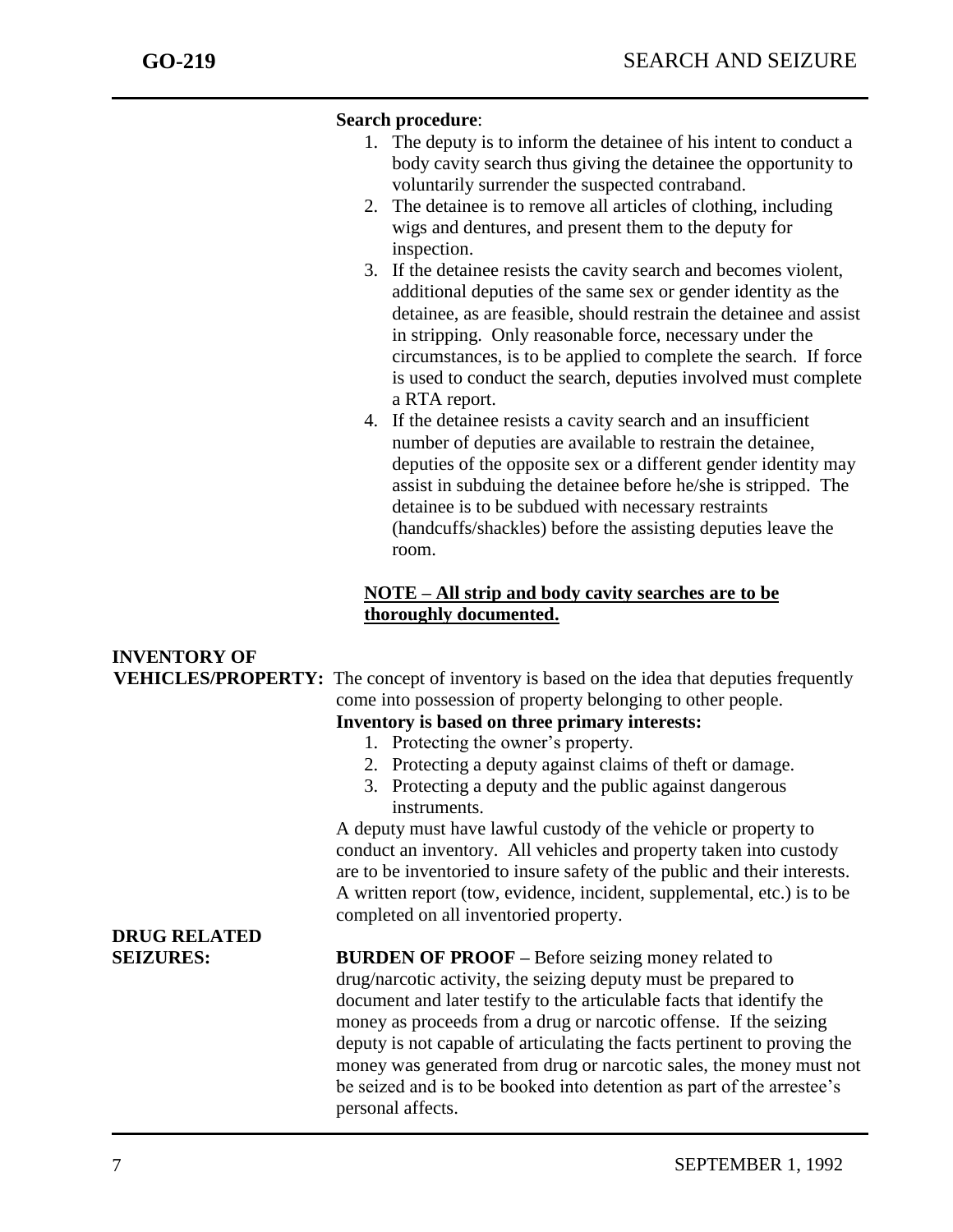**Search procedure**:

1. The deputy is to inform the detainee of his intent to conduct a body cavity search thus giving the detainee the opportunity to voluntarily surrender the suspected contraband.
2. The detainee is to remove all articles of clothing, including wigs and dentures, and present them to the deputy for inspection.
3. If the detainee resists the cavity search and becomes violent, additional deputies of the same sex or gender identity as the detainee, as are feasible, should restrain the detainee and assist in stripping. Only reasonable force, necessary under the circumstances, is to be applied to complete the search. If force is used to conduct the search, deputies involved must complete a RTA report.
4. If the detainee resists a cavity search and an insufficient number of deputies are available to restrain the detainee, deputies of the opposite sex or a different gender identity may assist in subduing the detainee before he/she is stripped. The detainee is to be subdued with necessary restraints (handcuffs/shackles) before the assisting deputies leave the room.

<u>**NOTE – All strip and body cavity searches are to be thoroughly documented.**</u>

**INVENTORY OF VEHICLES/PROPERTY:** The concept of inventory is based on the idea that deputies frequently come into possession of property belonging to other people.

**Inventory is based on three primary interests:**

1. Protecting the owner's property.
2. Protecting a deputy against claims of theft or damage.
3. Protecting a deputy and the public against dangerous instruments.

A deputy must have lawful custody of the vehicle or property to conduct an inventory. All vehicles and property taken into custody are to be inventoried to insure safety of the public and their interests. A written report (tow, evidence, incident, supplemental, etc.) is to be completed on all inventoried property.

**DRUG RELATED SEIZURES:** **BURDEN OF PROOF –** Before seizing money related to drug/narcotic activity, the seizing deputy must be prepared to document and later testify to the articulable facts that identify the money as proceeds from a drug or narcotic offense. If the seizing deputy is not capable of articulating the facts pertinent to proving the money was generated from drug or narcotic sales, the money must not be seized and is to be booked into detention as part of the arrestee's personal affects.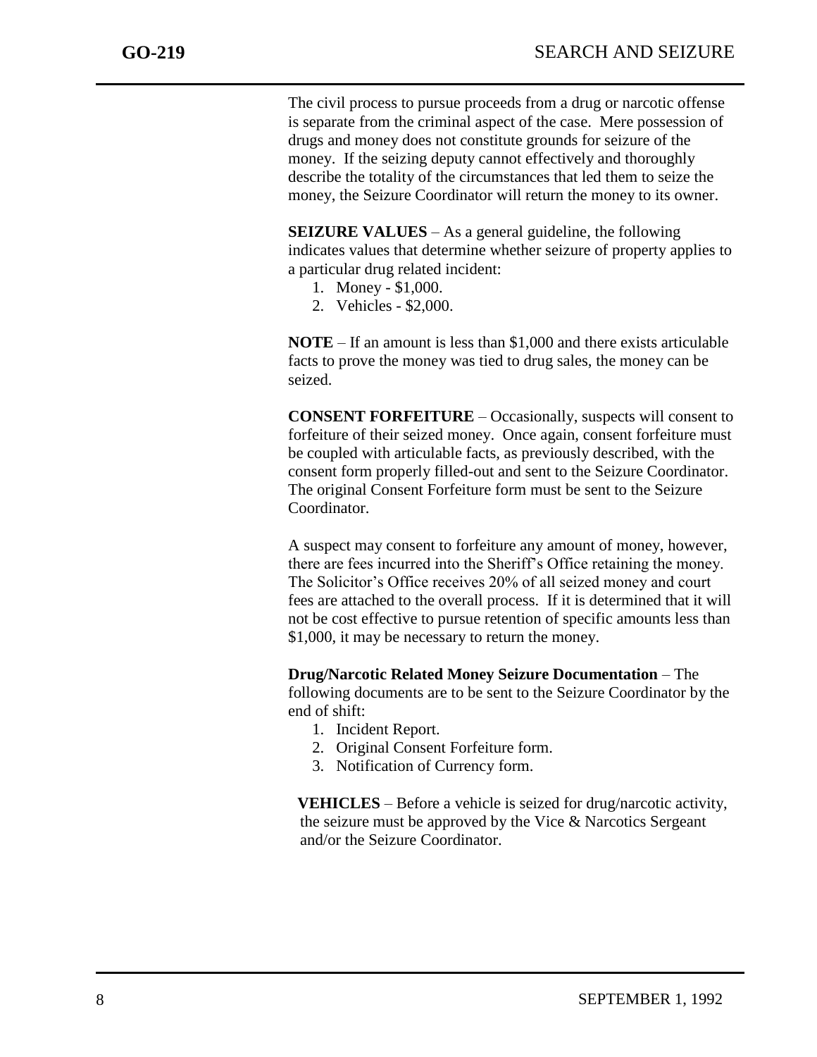The civil process to pursue proceeds from a drug or narcotic offense is separate from the criminal aspect of the case. Mere possession of drugs and money does not constitute grounds for seizure of the money. If the seizing deputy cannot effectively and thoroughly describe the totality of the circumstances that led them to seize the money, the Seizure Coordinator will return the money to its owner.

**SEIZURE VALUES** – As a general guideline, the following indicates values that determine whether seizure of property applies to a particular drug related incident:

1. Money - $1,000.
2. Vehicles - $2,000.

**NOTE** – If an amount is less than $1,000 and there exists articulable facts to prove the money was tied to drug sales, the money can be seized.

**CONSENT FORFEITURE** – Occasionally, suspects will consent to forfeiture of their seized money. Once again, consent forfeiture must be coupled with articulable facts, as previously described, with the consent form properly filled-out and sent to the Seizure Coordinator. The original Consent Forfeiture form must be sent to the Seizure Coordinator.

A suspect may consent to forfeiture any amount of money, however, there are fees incurred into the Sheriff's Office retaining the money. The Solicitor's Office receives 20% of all seized money and court fees are attached to the overall process. If it is determined that it will not be cost effective to pursue retention of specific amounts less than $1,000, it may be necessary to return the money.

**Drug/Narcotic Related Money Seizure Documentation** – The following documents are to be sent to the Seizure Coordinator by the end of shift:

1. Incident Report.
2. Original Consent Forfeiture form.
3. Notification of Currency form.

**VEHICLES** – Before a vehicle is seized for drug/narcotic activity, the seizure must be approved by the Vice & Narcotics Sergeant and/or the Seizure Coordinator.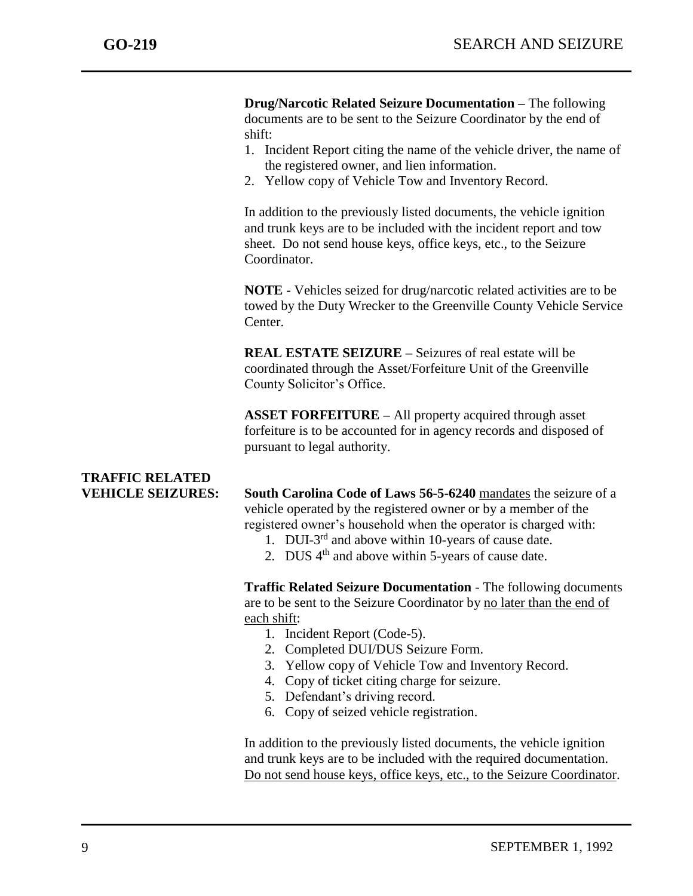**Drug/Narcotic Related Seizure Documentation –** The following documents are to be sent to the Seizure Coordinator by the end of shift:

1. Incident Report citing the name of the vehicle driver, the name of the registered owner, and lien information.
2. Yellow copy of Vehicle Tow and Inventory Record.

In addition to the previously listed documents, the vehicle ignition and trunk keys are to be included with the incident report and tow sheet. Do not send house keys, office keys, etc., to the Seizure Coordinator.

**NOTE -** Vehicles seized for drug/narcotic related activities are to be towed by the Duty Wrecker to the Greenville County Vehicle Service Center.

**REAL ESTATE SEIZURE –** Seizures of real estate will be coordinated through the Asset/Forfeiture Unit of the Greenville County Solicitor's Office.

**ASSET FORFEITURE –** All property acquired through asset forfeiture is to be accounted for in agency records and disposed of pursuant to legal authority.

## TRAFFIC RELATED VEHICLE SEIZURES:

**South Carolina Code of Laws 56-5-6240** mandates the seizure of a vehicle operated by the registered owner or by a member of the registered owner's household when the operator is charged with:

1. DUI-3rd and above within 10-years of cause date.
2. DUS 4th and above within 5-years of cause date.

**Traffic Related Seizure Documentation** - The following documents are to be sent to the Seizure Coordinator by no later than the end of each shift:

1. Incident Report (Code-5).
2. Completed DUI/DUS Seizure Form.
3. Yellow copy of Vehicle Tow and Inventory Record.
4. Copy of ticket citing charge for seizure.
5. Defendant's driving record.
6. Copy of seized vehicle registration.

In addition to the previously listed documents, the vehicle ignition and trunk keys are to be included with the required documentation. Do not send house keys, office keys, etc., to the Seizure Coordinator.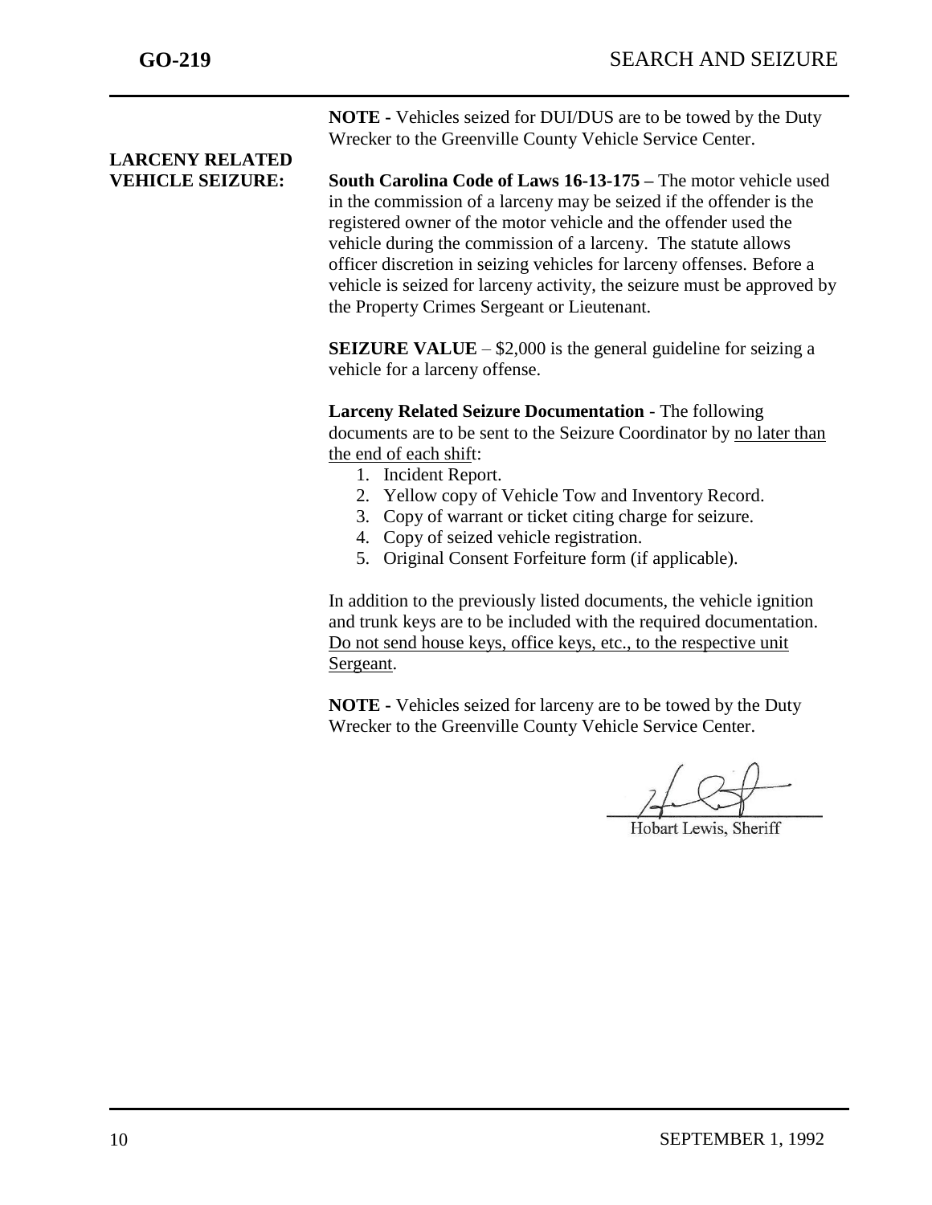**NOTE -** Vehicles seized for DUI/DUS are to be towed by the Duty Wrecker to the Greenville County Vehicle Service Center.

## LARCENY RELATED VEHICLE SEIZURE:

**South Carolina Code of Laws 16-13-175 –** The motor vehicle used in the commission of a larceny may be seized if the offender is the registered owner of the motor vehicle and the offender used the vehicle during the commission of a larceny. The statute allows officer discretion in seizing vehicles for larceny offenses. Before a vehicle is seized for larceny activity, the seizure must be approved by the Property Crimes Sergeant or Lieutenant.

**SEIZURE VALUE** – $2,000 is the general guideline for seizing a vehicle for a larceny offense.

**Larceny Related Seizure Documentation** - The following documents are to be sent to the Seizure Coordinator by <u>no later than the end of each shift</u>:

1. Incident Report.
2. Yellow copy of Vehicle Tow and Inventory Record.
3. Copy of warrant or ticket citing charge for seizure.
4. Copy of seized vehicle registration.
5. Original Consent Forfeiture form (if applicable).

In addition to the previously listed documents, the vehicle ignition and trunk keys are to be included with the required documentation. <u>Do not send house keys, office keys, etc., to the respective unit Sergeant</u>.

**NOTE -** Vehicles seized for larceny are to be towed by the Duty Wrecker to the Greenville County Vehicle Service Center.

Hobart Lewis, Sheriff